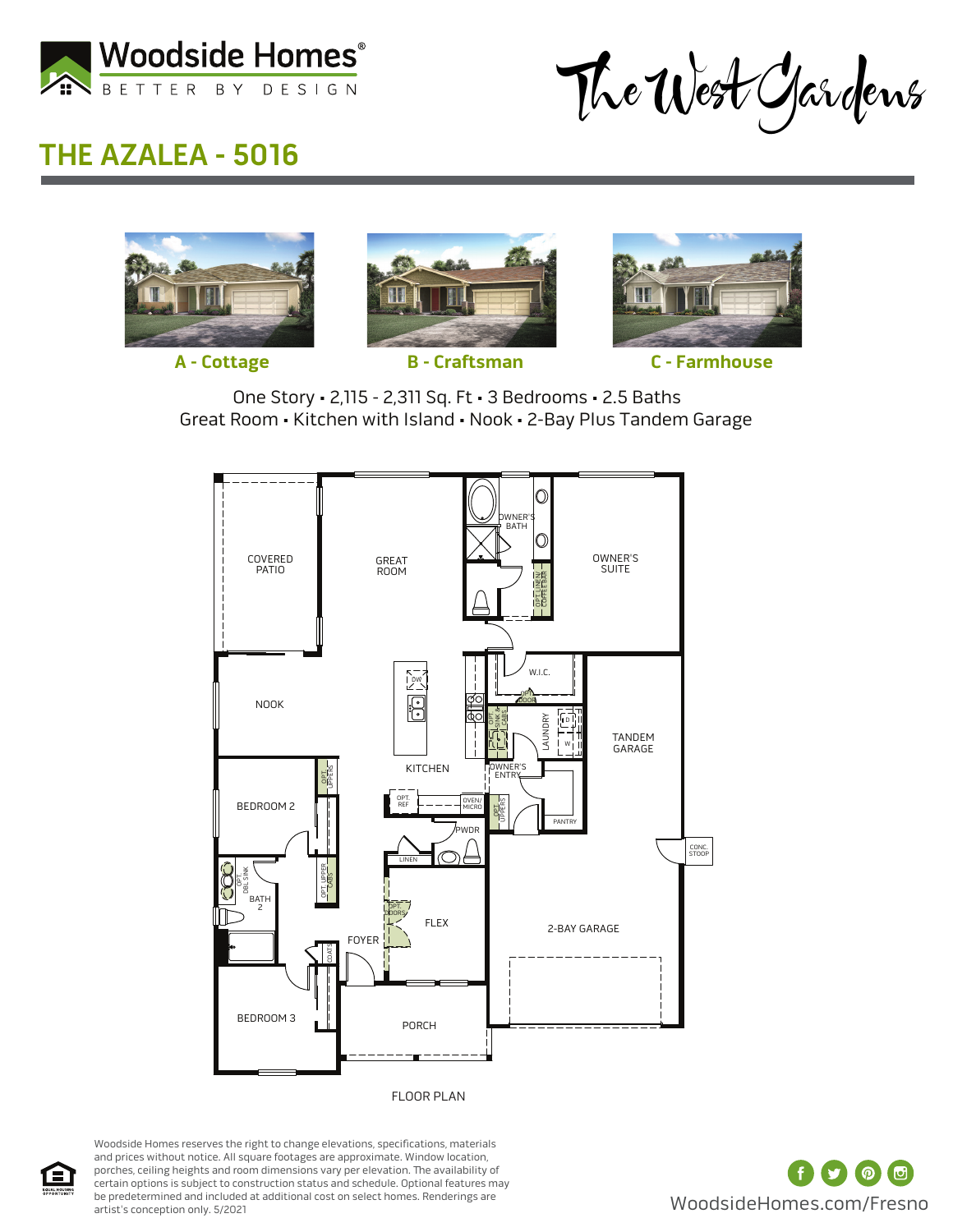Woodside Homes®
BETTER BY DESIGN

The West Gardens

# THE AZALEA - 5016

A - Cottage

B - Craftsman

C - Farmhouse

One Story • 2,115 - 2,311 Sq. Ft • 3 Bedrooms • 2.5 Baths
Great Room • Kitchen with Island • Nook • 2-Bay Plus Tandem Garage

COVERED PATIO
GREAT ROOM
OWNER'S BATH
OPT. LINEN/ COFFEE BAR
OWNER'S SUITE
NOOK
DW
W.I.C.
OPT. DOOR
OPT. SINK & CABS
LAUNDRY
D
W
TANDEM GARAGE
KITCHEN
OWNER'S ENTRY
BEDROOM 2
OPT. UPPERS
OPT. REF
OVEN/ MICRO
OPT. UPPERS
PANTRY
CONC. STOOP
PWDR
LINEN
OPT. DBL SINK
OPT. UPPER CABS
BATH 2
OPT. DOORS
FLEX
2-BAY GARAGE
FOYER
COATS
BEDROOM 3
PORCH

FLOOR PLAN

Woodside Homes reserves the right to change elevations, specifications, materials and prices without notice. All square footages are approximate. Window location, porches, ceiling heights and room dimensions vary per elevation. The availability of certain options is subject to construction status and schedule. Optional features may be predetermined and included at additional cost on select homes. Renderings are artist's conception only. 5/2021

WoodsideHomes.com/Fresno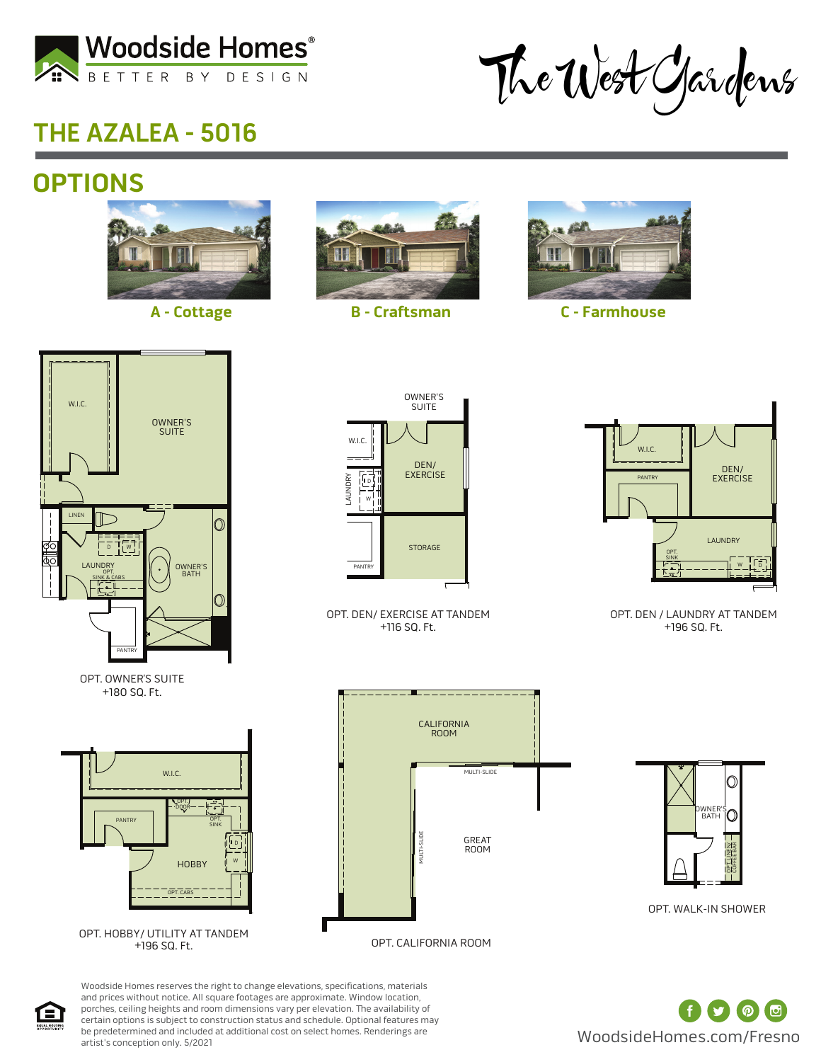Woodside Homes®
BETTER BY DESIGN

The West Gardens

# THE AZALEA - 5016

## OPTIONS

A - Cottage

B - Craftsman

C - Farmhouse

W.I.C.
OWNER'S SUITE
LINEN
LAUNDRY
OPT. SINK & CABS
OWNER'S BATH
PANTRY

OPT. OWNER'S SUITE
+180 SQ. Ft.

OWNER'S SUITE
W.I.C.
DEN/ EXERCISE
LAUNDRY
STORAGE
PANTRY

OPT. DEN/ EXERCISE AT TANDEM
+116 SQ. Ft.

W.I.C.
DEN/ EXERCISE
PANTRY
LAUNDRY
OPT. SINK

OPT. DEN / LAUNDRY AT TANDEM
+196 SQ. Ft.

W.I.C.
OPT. DOOR
OPT. SINK
PANTRY
HOBBY
OPT. CABS

OPT. HOBBY/ UTILITY AT TANDEM
+196 SQ. Ft.

CALIFORNIA ROOM
MULTI-SLIDE
GREAT ROOM
MULTI-SLIDE

OPT. CALIFORNIA ROOM

OWNER'S BATH
OPT LINEN/ COFFEE BAR

OPT. WALK-IN SHOWER

Woodside Homes reserves the right to change elevations, specifications, materials and prices without notice. All square footages are approximate. Window location, porches, ceiling heights and room dimensions vary per elevation. The availability of certain options is subject to construction status and schedule. Optional features may be predetermined and included at additional cost on select homes. Renderings are artist's conception only. 5/2021

WoodsideHomes.com/Fresno